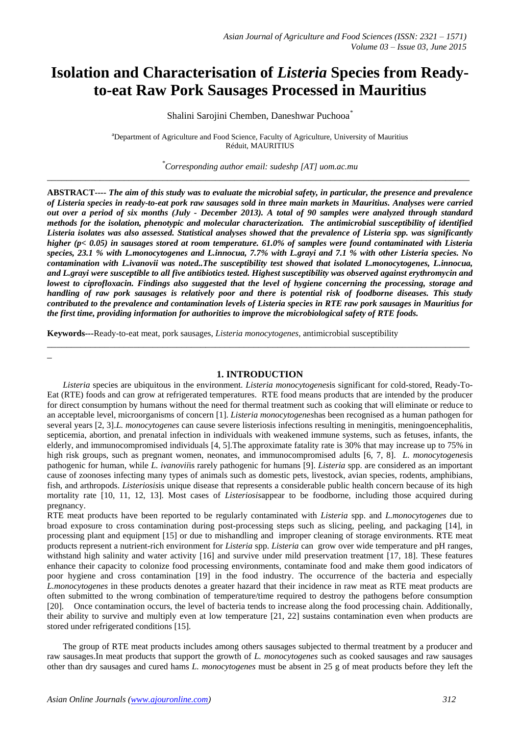# Isolation and Characterisation of *Listeria* Species from Ready-to-eat Raw Pork Sausages Processed in Mauritius

Shalini Sarojini Chemben, Daneshwar Puchooa[*]

[a]Department of Agriculture and Food Science, Faculty of Agriculture, University of Mauritius Réduit, MAURITIUS

[*]*Corresponding author email: sudeshp [AT] uom.ac.mu*

---

**ABSTRACT---- *The aim of this study was to evaluate the microbial safety, in particular, the presence and prevalence of Listeria species in ready-to-eat pork raw sausages sold in three main markets in Mauritius. Analyses were carried out over a period of six months (July - December 2013). A total of 90 samples were analyzed through standard methods for the isolation, phenotypic and molecular characterization. The antimicrobial susceptibility of identified Listeria isolates was also assessed. Statistical analyses showed that the prevalence of Listeria spp. was significantly higher (p< 0.05) in sausages stored at room temperature. 61.0% of samples were found contaminated with Listeria species, 23.1 % with L.monocytogenes and L.innocua, 7.7% with L.grayi and 7.1 % with other Listeria species. No contamination with L.ivanovii was noted..The susceptibility test showed that isolated L.monocytogenes, L.innocua, and L.grayi were susceptible to all five antibiotics tested. Highest susceptibility was observed against erythromycin and lowest to ciprofloxacin. Findings also suggested that the level of hygiene concerning the processing, storage and handling of raw pork sausages is relatively poor and there is potential risk of foodborne diseases. This study contributed to the prevalence and contamination levels of Listeria species in RTE raw pork sausages in Mauritius for the first time, providing information for authorities to improve the microbiological safety of RTE foods.***

**Keywords---**Ready-to-eat meat, pork sausages, *Listeria monocytogenes*, antimicrobial susceptibility

---

## 1. INTRODUCTION

*Listeria* species are ubiquitous in the environment. *Listeria monocytogenes*is significant for cold-stored, Ready-To-Eat (RTE) foods and can grow at refrigerated temperatures. RTE food means products that are intended by the producer for direct consumption by humans without the need for thermal treatment such as cooking that will eliminate or reduce to an acceptable level, microorganisms of concern [1]. *Listeria monocytogenes*has been recognised as a human pathogen for several years [2, 3].*L. monocytogenes* can cause severe listeriosis infections resulting in meningitis, meningoencephalitis, septicemia, abortion, and prenatal infection in individuals with weakened immune systems, such as fetuses, infants, the elderly, and immunocompromised individuals [4, 5].The approximate fatality rate is 30% that may increase up to 75% in high risk groups, such as pregnant women, neonates, and immunocompromised adults [6, 7, 8]. *L. monocytogenes*is pathogenic for human, while *L. ivanovii*is rarely pathogenic for humans [9]. *Listeria* spp. are considered as an important cause of zoonoses infecting many types of animals such as domestic pets, livestock, avian species, rodents, amphibians, fish, and arthropods. *Listeriosis*is unique disease that represents a considerable public health concern because of its high mortality rate [10, 11, 12, 13]. Most cases of *Listeriosis*appear to be foodborne, including those acquired during pregnancy.

RTE meat products have been reported to be regularly contaminated with *Listeria* spp. and *L.monocytogenes* due to broad exposure to cross contamination during post-processing steps such as slicing, peeling, and packaging [14], in processing plant and equipment [15] or due to mishandling and improper cleaning of storage environments. RTE meat products represent a nutrient-rich environment for *Listeria* spp. *Listeria* can grow over wide temperature and pH ranges, withstand high salinity and water activity [16] and survive under mild preservation treatment [17, 18]. These features enhance their capacity to colonize food processing environments, contaminate food and make them good indicators of poor hygiene and cross contamination [19] in the food industry. The occurrence of the bacteria and especially *L.monocytogenes* in these products denotes a greater hazard that their incidence in raw meat as RTE meat products are often submitted to the wrong combination of temperature/time required to destroy the pathogens before consumption [20]. Once contamination occurs, the level of bacteria tends to increase along the food processing chain. Additionally, their ability to survive and multiply even at low temperature [21, 22] sustains contamination even when products are stored under refrigerated conditions [15].

The group of RTE meat products includes among others sausages subjected to thermal treatment by a producer and raw sausages.In meat products that support the growth of *L. monocytogenes* such as cooked sausages and raw sausages other than dry sausages and cured hams *L. monocytogenes* must be absent in 25 g of meat products before they left the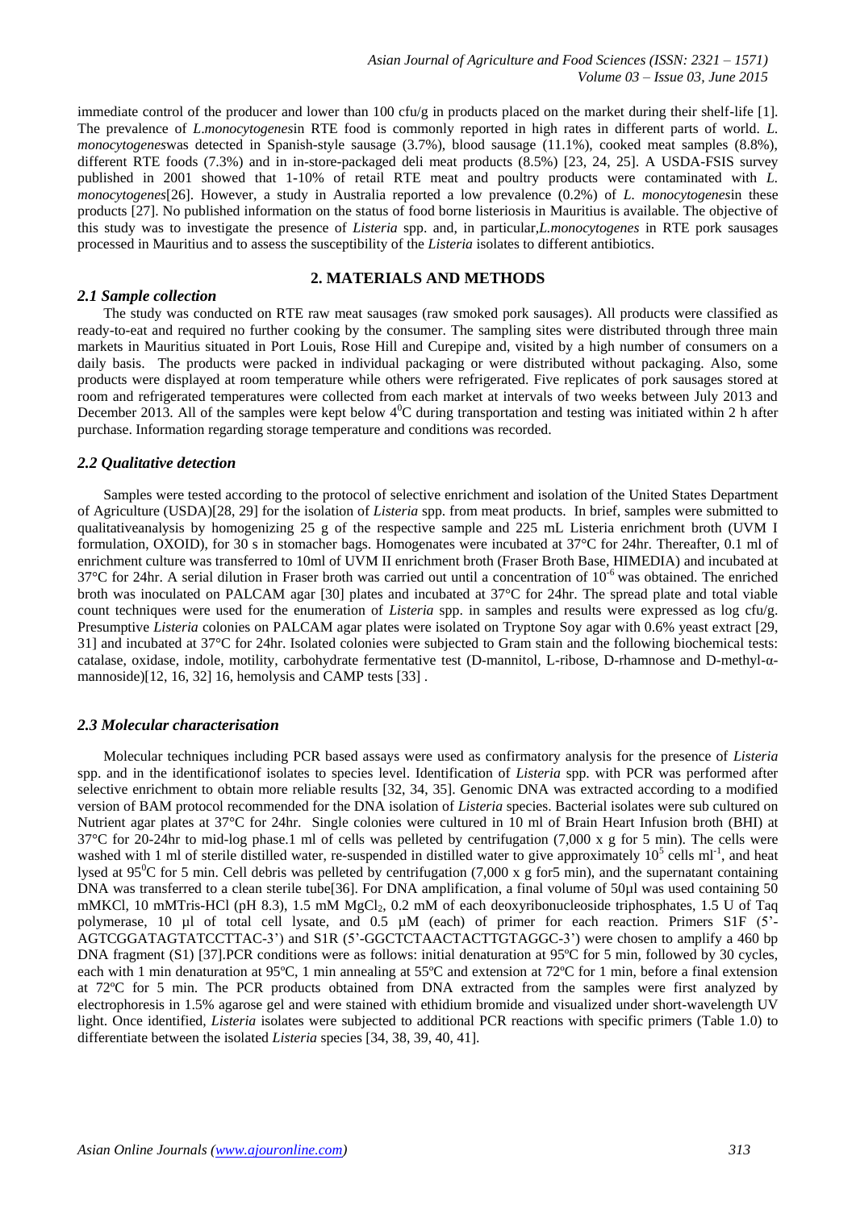immediate control of the producer and lower than 100 cfu/g in products placed on the market during their shelf-life [1]. The prevalence of *L.monocytogenes*in RTE food is commonly reported in high rates in different parts of world. *L. monocytogenes*was detected in Spanish-style sausage (3.7%), blood sausage (11.1%), cooked meat samples (8.8%), different RTE foods (7.3%) and in in-store-packaged deli meat products (8.5%) [23, 24, 25]. A USDA-FSIS survey published in 2001 showed that 1-10% of retail RTE meat and poultry products were contaminated with *L. monocytogenes*[26]. However, a study in Australia reported a low prevalence (0.2%) of *L. monocytogenes*in these products [27]. No published information on the status of food borne listeriosis in Mauritius is available. The objective of this study was to investigate the presence of *Listeria* spp. and, in particular,*L.monocytogenes* in RTE pork sausages processed in Mauritius and to assess the susceptibility of the *Listeria* isolates to different antibiotics.

## 2. MATERIALS AND METHODS

### *2.1 Sample collection*

The study was conducted on RTE raw meat sausages (raw smoked pork sausages). All products were classified as ready-to-eat and required no further cooking by the consumer. The sampling sites were distributed through three main markets in Mauritius situated in Port Louis, Rose Hill and Curepipe and, visited by a high number of consumers on a daily basis. The products were packed in individual packaging or were distributed without packaging. Also, some products were displayed at room temperature while others were refrigerated. Five replicates of pork sausages stored at room and refrigerated temperatures were collected from each market at intervals of two weeks between July 2013 and December 2013. All of the samples were kept below $4^0$C during transportation and testing was initiated within 2 h after purchase. Information regarding storage temperature and conditions was recorded.

### *2.2 Qualitative detection*

Samples were tested according to the protocol of selective enrichment and isolation of the United States Department of Agriculture (USDA)[28, 29] for the isolation of *Listeria* spp. from meat products. In brief, samples were submitted to qualitativeanalysis by homogenizing 25 g of the respective sample and 225 mL Listeria enrichment broth (UVM I formulation, OXOID), for 30 s in stomacher bags. Homogenates were incubated at 37°C for 24hr. Thereafter, 0.1 ml of enrichment culture was transferred to 10ml of UVM II enrichment broth (Fraser Broth Base, HIMEDIA) and incubated at 37°C for 24hr. A serial dilution in Fraser broth was carried out until a concentration of $10^{-6}$ was obtained. The enriched broth was inoculated on PALCAM agar [30] plates and incubated at 37°C for 24hr. The spread plate and total viable count techniques were used for the enumeration of *Listeria* spp. in samples and results were expressed as log cfu/g. Presumptive *Listeria* colonies on PALCAM agar plates were isolated on Tryptone Soy agar with 0.6% yeast extract [29, 31] and incubated at 37°C for 24hr. Isolated colonies were subjected to Gram stain and the following biochemical tests: catalase, oxidase, indole, motility, carbohydrate fermentative test (D-mannitol, L-ribose, D-rhamnose and D-methyl-α-mannoside)[12, 16, 32] 16, hemolysis and CAMP tests [33] .

### *2.3 Molecular characterisation*

Molecular techniques including PCR based assays were used as confirmatory analysis for the presence of *Listeria* spp. and in the identificationof isolates to species level. Identification of *Listeria* spp. with PCR was performed after selective enrichment to obtain more reliable results [32, 34, 35]. Genomic DNA was extracted according to a modified version of BAM protocol recommended for the DNA isolation of *Listeria* species. Bacterial isolates were sub cultured on Nutrient agar plates at 37°C for 24hr. Single colonies were cultured in 10 ml of Brain Heart Infusion broth (BHI) at 37°C for 20-24hr to mid-log phase.1 ml of cells was pelleted by centrifugation (7,000 x g for 5 min). The cells were washed with 1 ml of sterile distilled water, re-suspended in distilled water to give approximately $10^5$ cells $ml^{-1}$, and heat lysed at $95^0$C for 5 min. Cell debris was pelleted by centrifugation (7,000 x g for5 min), and the supernatant containing DNA was transferred to a clean sterile tube[36]. For DNA amplification, a final volume of 50µl was used containing 50 mMKCl, 10 mMTris-HCl (pH 8.3), 1.5 mM $MgCl_2$, 0.2 mM of each deoxyribonucleoside triphosphates, 1.5 U of Taq polymerase, 10 µl of total cell lysate, and 0.5 µM (each) of primer for each reaction. Primers S1F (5'-AGTCGGATAGTATCCTTAC-3') and S1R (5'-GGCTCTAACTACTTGTAGGC-3') were chosen to amplify a 460 bp DNA fragment (S1) [37].PCR conditions were as follows: initial denaturation at 95ºC for 5 min, followed by 30 cycles, each with 1 min denaturation at 95ºC, 1 min annealing at 55ºC and extension at 72ºC for 1 min, before a final extension at 72ºC for 5 min. The PCR products obtained from DNA extracted from the samples were first analyzed by electrophoresis in 1.5% agarose gel and were stained with ethidium bromide and visualized under short-wavelength UV light. Once identified, *Listeria* isolates were subjected to additional PCR reactions with specific primers (Table 1.0) to differentiate between the isolated *Listeria* species [34, 38, 39, 40, 41].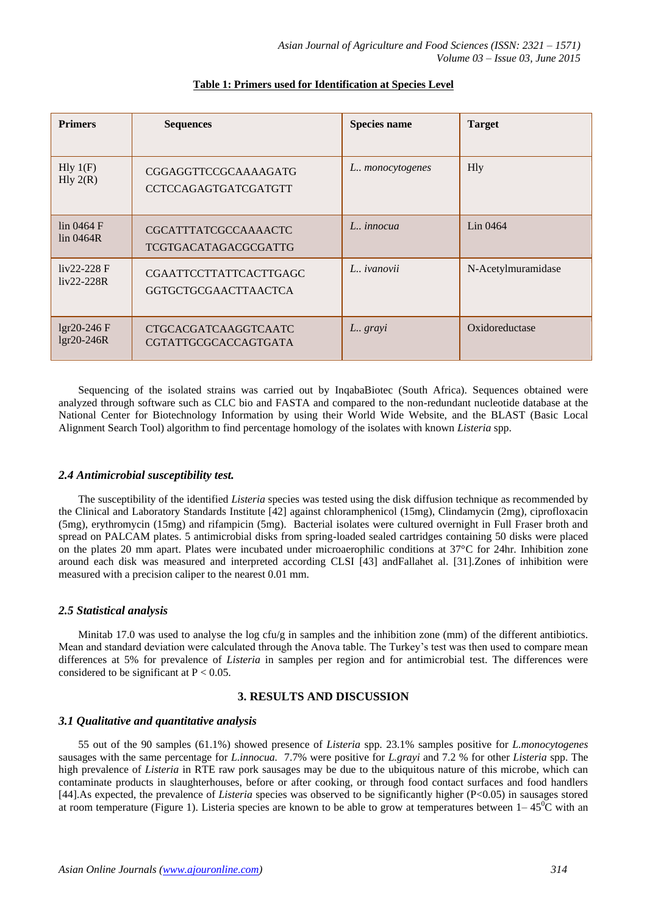**Table 1: Primers used for Identification at Species Level**

| Primers | Sequences | Species name | Target |
|---|---|---|---|
| Hly 1(F)<br>Hly 2(R) | CGGAGGTTCCGCAAAAGATG<br>CCTCCAGAGTGATCGATGTT | *L.. monocytogenes* | Hly |
| lin 0464 F<br>lin 0464R | CGCATTTATCGCCAAAACTC<br>TCGTGACATAGACGCGATTG | *L.. innocua* | Lin 0464 |
| liv22-228 F<br>liv22-228R | CGAATTCCTTATTCACTTGAGC<br>GGTGCTGCGAACTTAACTCA | *L.. ivanovii* | N-Acetylmuramidase |
| lgr20-246 F<br>lgr20-246R | CTGCACGATCAAGGTCAATC<br>CGTATTGCGCACCAGTGATA | *L.. grayi* | Oxidoreductase |

Sequencing of the isolated strains was carried out by InqabaBiotec (South Africa). Sequences obtained were analyzed through software such as CLC bio and FASTA and compared to the non-redundant nucleotide database at the National Center for Biotechnology Information by using their World Wide Website, and the BLAST (Basic Local Alignment Search Tool) algorithm to find percentage homology of the isolates with known *Listeria* spp.

### *2.4 Antimicrobial susceptibility test.*

The susceptibility of the identified *Listeria* species was tested using the disk diffusion technique as recommended by the Clinical and Laboratory Standards Institute [42] against chloramphenicol (15mg), Clindamycin (2mg), ciprofloxacin (5mg), erythromycin (15mg) and rifampicin (5mg). Bacterial isolates were cultured overnight in Full Fraser broth and spread on PALCAM plates. 5 antimicrobial disks from spring-loaded sealed cartridges containing 50 disks were placed on the plates 20 mm apart. Plates were incubated under microaerophilic conditions at 37°C for 24hr. Inhibition zone around each disk was measured and interpreted according CLSI [43] andFallahet al. [31].Zones of inhibition were measured with a precision caliper to the nearest 0.01 mm.

### *2.5 Statistical analysis*

Minitab 17.0 was used to analyse the log cfu/g in samples and the inhibition zone (mm) of the different antibiotics. Mean and standard deviation were calculated through the Anova table. The Turkey's test was then used to compare mean differences at 5% for prevalence of *Listeria* in samples per region and for antimicrobial test. The differences were considered to be significant at $P < 0.05$.

## 3. RESULTS AND DISCUSSION

### *3.1 Qualitative and quantitative analysis*

55 out of the 90 samples (61.1%) showed presence of *Listeria* spp. 23.1% samples positive for *L.monocytogenes* sausages with the same percentage for *L.innocua.* 7.7% were positive for *L.grayi* and 7.2 % for other *Listeria* spp. The high prevalence of *Listeria* in RTE raw pork sausages may be due to the ubiquitous nature of this microbe, which can contaminate products in slaughterhouses, before or after cooking, or through food contact surfaces and food handlers [44].As expected, the prevalence of *Listeria* species was observed to be significantly higher ($P<0.05$) in sausages stored at room temperature (Figure 1). Listeria species are known to be able to grow at temperatures between 1– 45$^0$C with an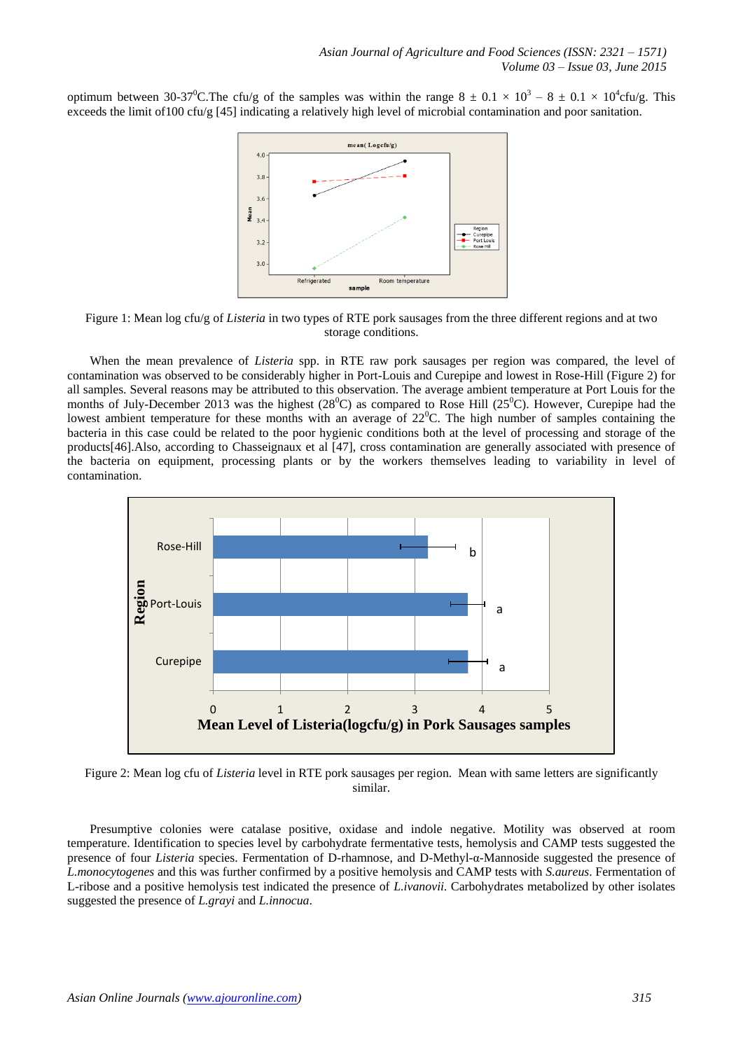optimum between 30-37°C.The cfu/g of the samples was within the range $8 \pm 0.1 \times 10^3 - 8 \pm 0.1 \times 10^4$cfu/g. This exceeds the limit of100 cfu/g [45] indicating a relatively high level of microbial contamination and poor sanitation.

Figure 1: Mean log cfu/g of *Listeria* in two types of RTE pork sausages from the three different regions and at two storage conditions.

When the mean prevalence of *Listeria* spp. in RTE raw pork sausages per region was compared, the level of contamination was observed to be considerably higher in Port-Louis and Curepipe and lowest in Rose-Hill (Figure 2) for all samples. Several reasons may be attributed to this observation. The average ambient temperature at Port Louis for the months of July-December 2013 was the highest (28°C) as compared to Rose Hill (25°C). However, Curepipe had the lowest ambient temperature for these months with an average of 22°C. The high number of samples containing the bacteria in this case could be related to the poor hygienic conditions both at the level of processing and storage of the products[46].Also, according to Chasseignaux et al [47], cross contamination are generally associated with presence of the bacteria on equipment, processing plants or by the workers themselves leading to variability in level of contamination.

Figure 2: Mean log cfu of *Listeria* level in RTE pork sausages per region. Mean with same letters are significantly similar.

Presumptive colonies were catalase positive, oxidase and indole negative. Motility was observed at room temperature. Identification to species level by carbohydrate fermentative tests, hemolysis and CAMP tests suggested the presence of four *Listeria* species. Fermentation of D-rhamnose, and D-Methyl-α-Mannoside suggested the presence of *L.monocytogenes* and this was further confirmed by a positive hemolysis and CAMP tests with *S.aureus*. Fermentation of L-ribose and a positive hemolysis test indicated the presence of *L.ivanovii*. Carbohydrates metabolized by other isolates suggested the presence of *L.grayi* and *L.innocua*.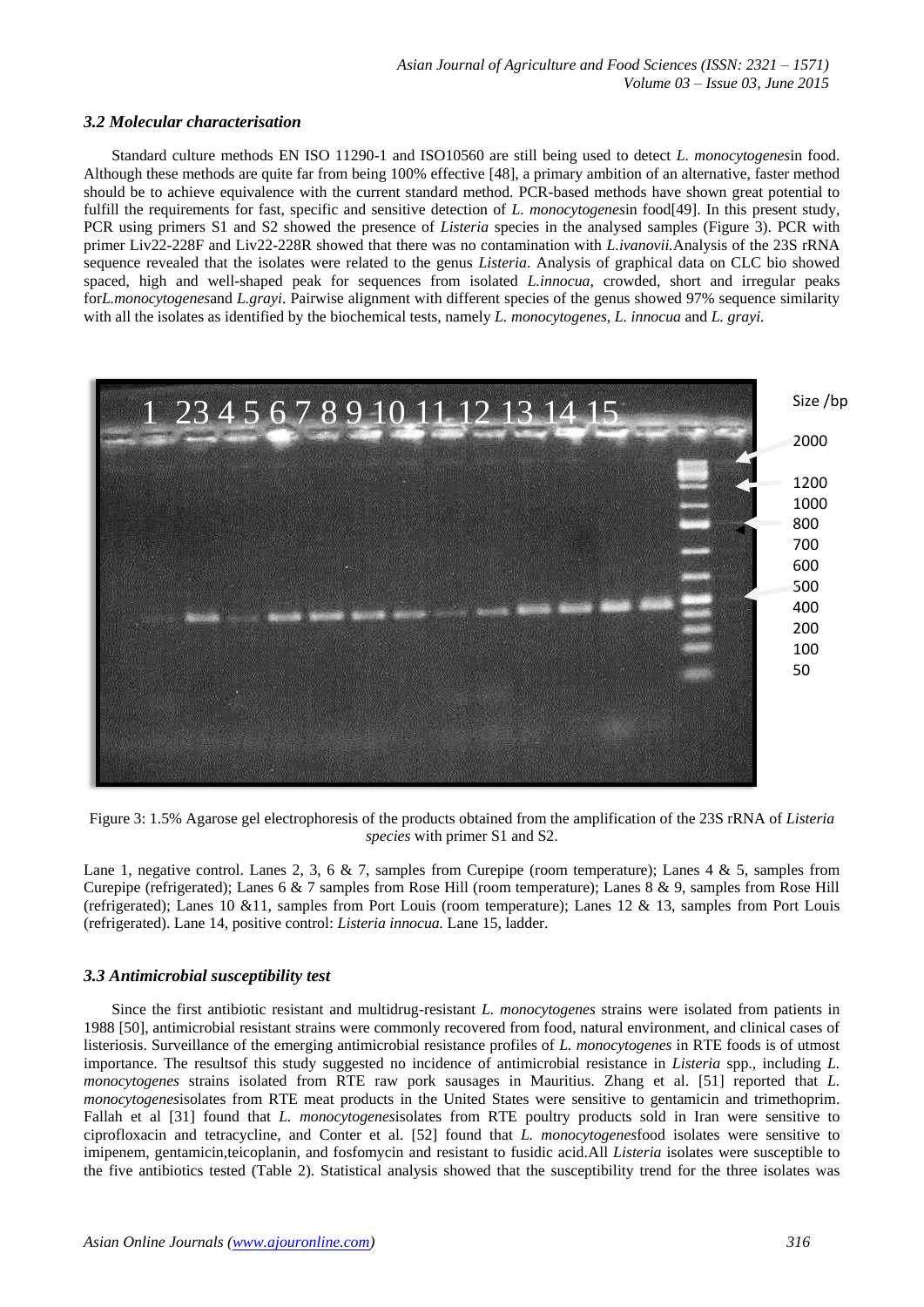### 3.2 Molecular characterisation

Standard culture methods EN ISO 11290-1 and ISO10560 are still being used to detect *L. monocytogenes*in food. Although these methods are quite far from being 100% effective [48], a primary ambition of an alternative, faster method should be to achieve equivalence with the current standard method. PCR-based methods have shown great potential to fulfill the requirements for fast, specific and sensitive detection of *L. monocytogenes*in food[49]. In this present study, PCR using primers S1 and S2 showed the presence of *Listeria* species in the analysed samples (Figure 3). PCR with primer Liv22-228F and Liv22-228R showed that there was no contamination with *L.ivanovii.*Analysis of the 23S rRNA sequence revealed that the isolates were related to the genus *Listeria*. Analysis of graphical data on CLC bio showed spaced, high and well-shaped peak for sequences from isolated *L.innocua*, crowded, short and irregular peaks for*L.monocytogenes*and *L.grayi*. Pairwise alignment with different species of the genus showed 97% sequence similarity with all the isolates as identified by the biochemical tests, namely *L. monocytogenes*, *L. innocua* and *L. grayi.*

Figure 3: 1.5% Agarose gel electrophoresis of the products obtained from the amplification of the 23S rRNA of *Listeria species* with primer S1 and S2.

Lane 1, negative control. Lanes 2, 3, 6 & 7, samples from Curepipe (room temperature); Lanes 4 & 5, samples from Curepipe (refrigerated); Lanes 6 & 7 samples from Rose Hill (room temperature); Lanes 8 & 9, samples from Rose Hill (refrigerated); Lanes 10 &11, samples from Port Louis (room temperature); Lanes 12 & 13, samples from Port Louis (refrigerated). Lane 14, positive control: *Listeria innocua.* Lane 15, ladder.

### 3.3 Antimicrobial susceptibility test

Since the first antibiotic resistant and multidrug-resistant *L. monocytogenes* strains were isolated from patients in 1988 [50], antimicrobial resistant strains were commonly recovered from food, natural environment, and clinical cases of listeriosis. Surveillance of the emerging antimicrobial resistance profiles of *L. monocytogenes* in RTE foods is of utmost importance. The resultsof this study suggested no incidence of antimicrobial resistance in *Listeria* spp., including *L. monocytogenes* strains isolated from RTE raw pork sausages in Mauritius. Zhang et al. [51] reported that *L. monocytogenes*isolates from RTE meat products in the United States were sensitive to gentamicin and trimethoprim. Fallah et al [31] found that *L. monocytogenes*isolates from RTE poultry products sold in Iran were sensitive to ciprofloxacin and tetracycline, and Conter et al. [52] found that *L. monocytogenes*food isolates were sensitive to imipenem, gentamicin,teicoplanin, and fosfomycin and resistant to fusidic acid.All *Listeria* isolates were susceptible to the five antibiotics tested (Table 2). Statistical analysis showed that the susceptibility trend for the three isolates was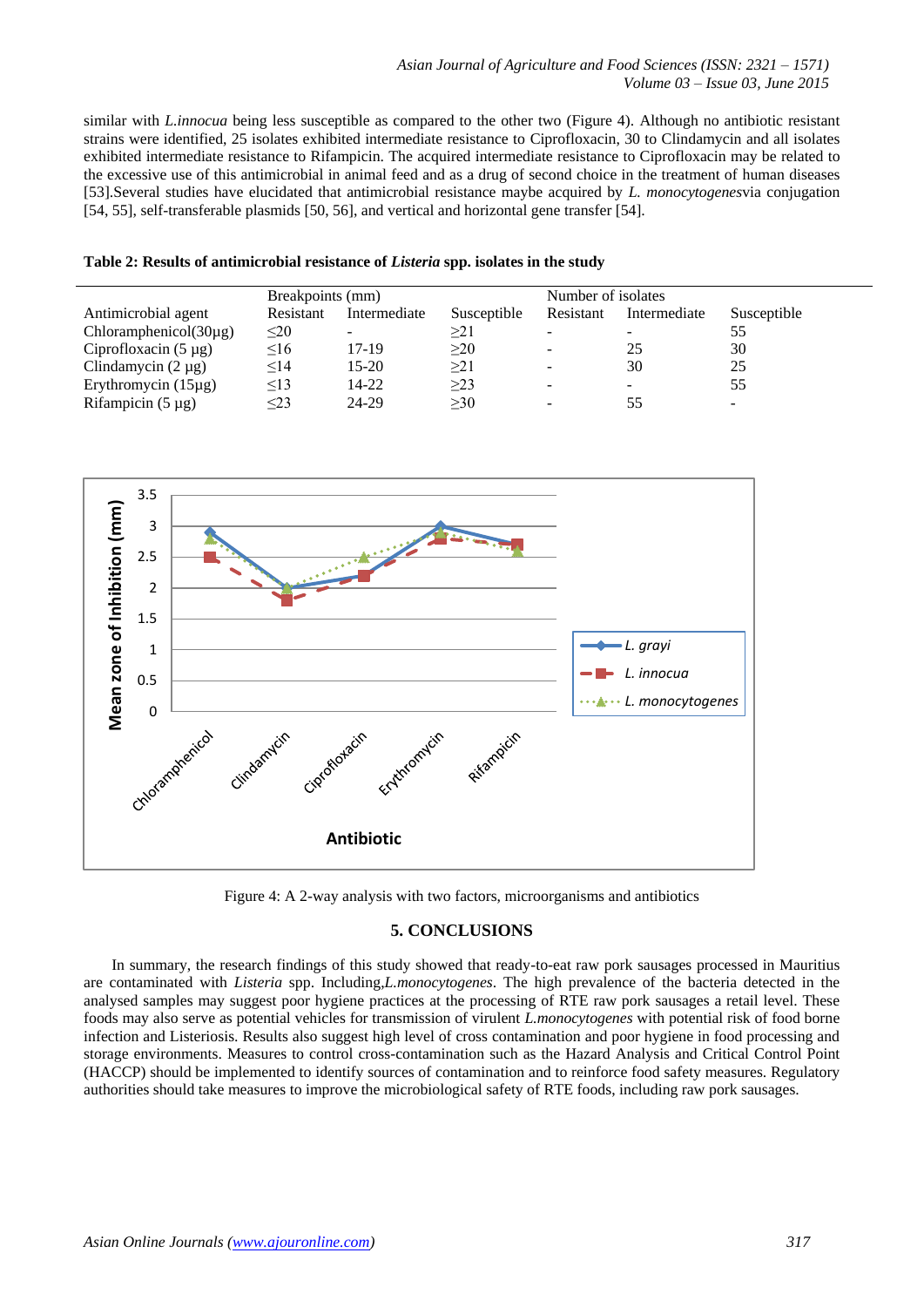similar with *L.innocua* being less susceptible as compared to the other two (Figure 4). Although no antibiotic resistant strains were identified, 25 isolates exhibited intermediate resistance to Ciprofloxacin, 30 to Clindamycin and all isolates exhibited intermediate resistance to Rifampicin. The acquired intermediate resistance to Ciprofloxacin may be related to the excessive use of this antimicrobial in animal feed and as a drug of second choice in the treatment of human diseases [53].Several studies have elucidated that antimicrobial resistance maybe acquired by *L. monocytogenes*via conjugation [54, 55], self-transferable plasmids [50, 56], and vertical and horizontal gene transfer [54].

**Table 2: Results of antimicrobial resistance of *Listeria* spp. isolates in the study**

| | Breakpoints (mm) | | | Number of isolates | | |
|---|---|---|---|---|---|---|
| Antimicrobial agent | Resistant | Intermediate | Susceptible | Resistant | Intermediate | Susceptible |
| Chloramphenicol(30µg) | ≤20 | - | ≥21 | - | - | 55 |
| Ciprofloxacin (5 µg) | ≤16 | 17-19 | ≥20 | - | 25 | 30 |
| Clindamycin (2 µg) | ≤14 | 15-20 | ≥21 | - | 30 | 25 |
| Erythromycin (15µg) | ≤13 | 14-22 | ≥23 | - | - | 55 |
| Rifampicin (5 µg) | ≤23 | 24-29 | ≥30 | - | 55 | - |

Figure 4: A 2-way analysis with two factors, microorganisms and antibiotics

## 5. CONCLUSIONS

In summary, the research findings of this study showed that ready-to-eat raw pork sausages processed in Mauritius are contaminated with *Listeria* spp. Including,*L.monocytogenes*. The high prevalence of the bacteria detected in the analysed samples may suggest poor hygiene practices at the processing of RTE raw pork sausages a retail level. These foods may also serve as potential vehicles for transmission of virulent *L.monocytogenes* with potential risk of food borne infection and Listeriosis. Results also suggest high level of cross contamination and poor hygiene in food processing and storage environments. Measures to control cross-contamination such as the Hazard Analysis and Critical Control Point (HACCP) should be implemented to identify sources of contamination and to reinforce food safety measures. Regulatory authorities should take measures to improve the microbiological safety of RTE foods, including raw pork sausages.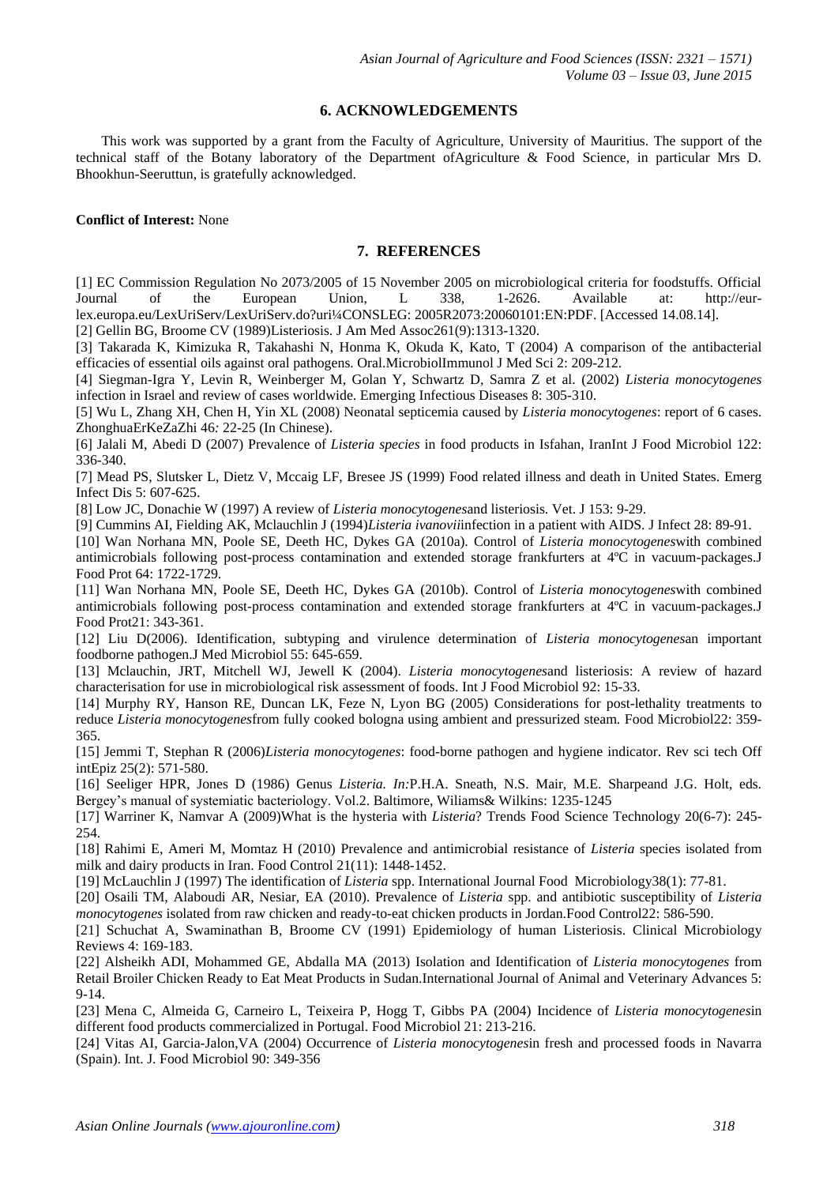## 6. ACKNOWLEDGEMENTS

This work was supported by a grant from the Faculty of Agriculture, University of Mauritius. The support of the technical staff of the Botany laboratory of the Department ofAgriculture & Food Science, in particular Mrs D. Bhookhun-Seeruttun, is gratefully acknowledged.

**Conflict of Interest:** None

## 7. REFERENCES

[1] EC Commission Regulation No 2073/2005 of 15 November 2005 on microbiological criteria for foodstuffs. Official Journal of the European Union, L 338, 1-2626. Available at: http://eur-lex.europa.eu/LexUriServ/LexUriServ.do?uri¼CONSLEG: 2005R2073:20060101:EN:PDF. [Accessed 14.08.14].

[2] Gellin BG, Broome CV (1989)Listeriosis. J Am Med Assoc261(9):1313-1320.

[3] Takarada K, Kimizuka R, Takahashi N, Honma K, Okuda K, Kato, T (2004) A comparison of the antibacterial efficacies of essential oils against oral pathogens. Oral.MicrobiolImmunol J Med Sci 2: 209-212.

[4] Siegman-Igra Y, Levin R, Weinberger M, Golan Y, Schwartz D, Samra Z et al. (2002) *Listeria monocytogenes* infection in Israel and review of cases worldwide. Emerging Infectious Diseases 8: 305-310.

[5] Wu L, Zhang XH, Chen H, Yin XL (2008) Neonatal septicemia caused by *Listeria monocytogenes*: report of 6 cases. ZhonghuaErKeZaZhi 46*:* 22-25 (In Chinese).

[6] Jalali M, Abedi D (2007) Prevalence of *Listeria species* in food products in Isfahan, IranInt J Food Microbiol 122: 336-340.

[7] Mead PS, Slutsker L, Dietz V, Mccaig LF, Bresee JS (1999) Food related illness and death in United States. Emerg Infect Dis 5: 607-625.

[8] Low JC, Donachie W (1997) A review of *Listeria monocytogenes*and listeriosis. Vet. J 153: 9-29.

[9] Cummins AI, Fielding AK, Mclauchlin J (1994)*Listeria ivanovii*infection in a patient with AIDS. J Infect 28: 89-91.

[10] Wan Norhana MN, Poole SE, Deeth HC, Dykes GA (2010a). Control of *Listeria monocytogenes*with combined antimicrobials following post-process contamination and extended storage frankfurters at 4ºC in vacuum-packages.J Food Prot 64: 1722-1729.

[11] Wan Norhana MN, Poole SE, Deeth HC, Dykes GA (2010b). Control of *Listeria monocytogenes*with combined antimicrobials following post-process contamination and extended storage frankfurters at 4ºC in vacuum-packages.J Food Prot21: 343-361.

[12] Liu D(2006). Identification, subtyping and virulence determination of *Listeria monocytogenes*an important foodborne pathogen.J Med Microbiol 55: 645-659.

[13] Mclauchin, JRT, Mitchell WJ, Jewell K (2004). *Listeria monocytogenes*and listeriosis: A review of hazard characterisation for use in microbiological risk assessment of foods. Int J Food Microbiol 92: 15-33.

[14] Murphy RY, Hanson RE, Duncan LK, Feze N, Lyon BG (2005) Considerations for post-lethality treatments to reduce *Listeria monocytogenes*from fully cooked bologna using ambient and pressurized steam. Food Microbiol22: 359-365.

[15] Jemmi T, Stephan R (2006)*Listeria monocytogenes*: food-borne pathogen and hygiene indicator. Rev sci tech Off intEpiz 25(2): 571-580.

[16] Seeliger HPR, Jones D (1986) Genus *Listeria. In:*P.H.A. Sneath, N.S. Mair, M.E. Sharpeand J.G. Holt, eds. Bergey's manual of systemiatic bacteriology. Vol.2. Baltimore, Wiliams& Wilkins: 1235-1245

[17] Warriner K, Namvar A (2009)What is the hysteria with *Listeria*? Trends Food Science Technology 20(6-7): 245-254.

[18] Rahimi E, Ameri M, Momtaz H (2010) Prevalence and antimicrobial resistance of *Listeria* species isolated from milk and dairy products in Iran. Food Control 21(11): 1448-1452.

[19] McLauchlin J (1997) The identification of *Listeria* spp. International Journal Food Microbiology38(1): 77-81.

[20] Osaili TM, Alaboudi AR, Nesiar, EA (2010). Prevalence of *Listeria* spp. and antibiotic susceptibility of *Listeria monocytogenes* isolated from raw chicken and ready-to-eat chicken products in Jordan.Food Control22: 586-590.

[21] Schuchat A, Swaminathan B, Broome CV (1991) Epidemiology of human Listeriosis. Clinical Microbiology Reviews 4: 169-183.

[22] Alsheikh ADI, Mohammed GE, Abdalla MA (2013) Isolation and Identification of *Listeria monocytogenes* from Retail Broiler Chicken Ready to Eat Meat Products in Sudan.International Journal of Animal and Veterinary Advances 5: 9-14.

[23] Mena C, Almeida G, Carneiro L, Teixeira P, Hogg T, Gibbs PA (2004) Incidence of *Listeria monocytogenes*in different food products commercialized in Portugal. Food Microbiol 21: 213-216.

[24] Vitas AI, Garcia-Jalon,VA (2004) Occurrence of *Listeria monocytogenes*in fresh and processed foods in Navarra (Spain). Int. J. Food Microbiol 90: 349-356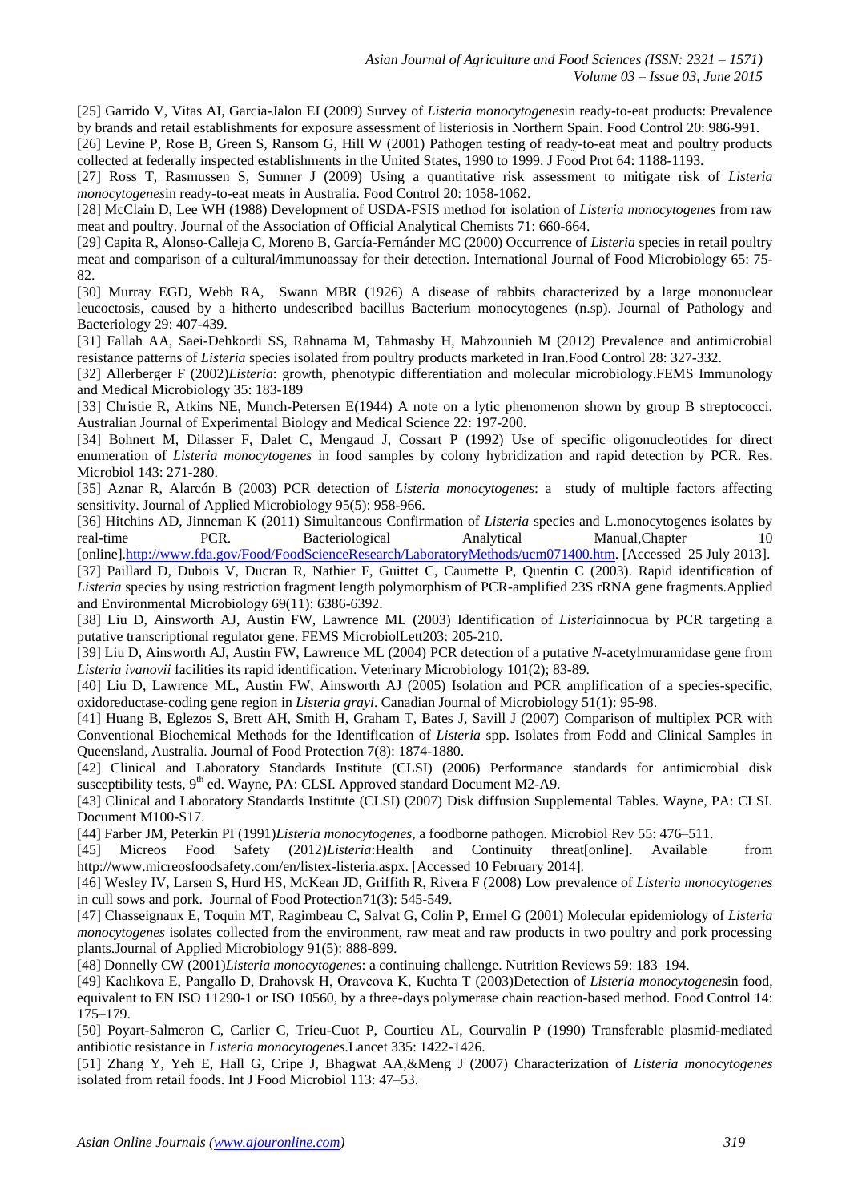[25] Garrido V, Vitas AI, Garcia-Jalon EI (2009) Survey of *Listeria monocytogenes*in ready-to-eat products: Prevalence by brands and retail establishments for exposure assessment of listeriosis in Northern Spain. Food Control 20: 986-991.

[26] Levine P, Rose B, Green S, Ransom G, Hill W (2001) Pathogen testing of ready-to-eat meat and poultry products collected at federally inspected establishments in the United States, 1990 to 1999. J Food Prot 64: 1188-1193.

[27] Ross T, Rasmussen S, Sumner J (2009) Using a quantitative risk assessment to mitigate risk of *Listeria monocytogenes*in ready-to-eat meats in Australia. Food Control 20: 1058-1062.

[28] McClain D, Lee WH (1988) Development of USDA-FSIS method for isolation of *Listeria monocytogenes* from raw meat and poultry. Journal of the Association of Official Analytical Chemists 71: 660-664.

[29] Capita R, Alonso-Calleja C, Moreno B, García-Fernánder MC (2000) Occurrence of *Listeria* species in retail poultry meat and comparison of a cultural/immunoassay for their detection. International Journal of Food Microbiology 65: 75-82.

[30] Murray EGD, Webb RA, Swann MBR (1926) A disease of rabbits characterized by a large mononuclear leucoctosis, caused by a hitherto undescribed bacillus Bacterium monocytogenes (n.sp). Journal of Pathology and Bacteriology 29: 407-439.

[31] Fallah AA, Saei-Dehkordi SS, Rahnama M, Tahmasby H, Mahzounieh M (2012) Prevalence and antimicrobial resistance patterns of *Listeria* species isolated from poultry products marketed in Iran.Food Control 28: 327-332.

[32] Allerberger F (2002)*Listeria*: growth, phenotypic differentiation and molecular microbiology.FEMS Immunology and Medical Microbiology 35: 183-189

[33] Christie R, Atkins NE, Munch-Petersen E(1944) A note on a lytic phenomenon shown by group B streptococci. Australian Journal of Experimental Biology and Medical Science 22: 197-200.

[34] Bohnert M, Dilasser F, Dalet C, Mengaud J, Cossart P (1992) Use of specific oligonucleotides for direct enumeration of *Listeria monocytogenes* in food samples by colony hybridization and rapid detection by PCR. Res. Microbiol 143: 271-280.

[35] Aznar R, Alarcón B (2003) PCR detection of *Listeria monocytogenes*: a study of multiple factors affecting sensitivity. Journal of Applied Microbiology 95(5): 958-966.

[36] Hitchins AD, Jinneman K (2011) Simultaneous Confirmation of *Listeria* species and L.monocytogenes isolates by real-time PCR. Bacteriological Analytical Manual,Chapter 10 [online].http://www.fda.gov/Food/FoodScienceResearch/LaboratoryMethods/ucm071400.htm. [Accessed 25 July 2013].

[37] Paillard D, Dubois V, Ducran R, Nathier F, Guittet C, Caumette P, Quentin C (2003). Rapid identification of *Listeria* species by using restriction fragment length polymorphism of PCR-amplified 23S rRNA gene fragments.Applied and Environmental Microbiology 69(11): 6386-6392.

[38] Liu D, Ainsworth AJ, Austin FW, Lawrence ML (2003) Identification of *Listeria*innocua by PCR targeting a putative transcriptional regulator gene. FEMS MicrobiolLett203: 205-210.

[39] Liu D, Ainsworth AJ, Austin FW, Lawrence ML (2004) PCR detection of a putative *N*-acetylmuramidase gene from *Listeria ivanovii* facilities its rapid identification. Veterinary Microbiology 101(2); 83-89.

[40] Liu D, Lawrence ML, Austin FW, Ainsworth AJ (2005) Isolation and PCR amplification of a species-specific, oxidoreductase-coding gene region in *Listeria grayi*. Canadian Journal of Microbiology 51(1): 95-98.

[41] Huang B, Eglezos S, Brett AH, Smith H, Graham T, Bates J, Savill J (2007) Comparison of multiplex PCR with Conventional Biochemical Methods for the Identification of *Listeria* spp. Isolates from Fodd and Clinical Samples in Queensland, Australia. Journal of Food Protection 7(8): 1874-1880.

[42] Clinical and Laboratory Standards Institute (CLSI) (2006) Performance standards for antimicrobial disk susceptibility tests, 9th ed. Wayne, PA: CLSI. Approved standard Document M2-A9.

[43] Clinical and Laboratory Standards Institute (CLSI) (2007) Disk diffusion Supplemental Tables. Wayne, PA: CLSI. Document M100-S17.

[44] Farber JM, Peterkin PI (1991)*Listeria monocytogenes*, a foodborne pathogen. Microbiol Rev 55: 476–511.

[45] Micreos Food Safety (2012)*Listeria*:Health and Continuity threat[online]. Available from http://www.micreosfoodsafety.com/en/listex-listeria.aspx. [Accessed 10 February 2014].

[46] Wesley IV, Larsen S, Hurd HS, McKean JD, Griffith R, Rivera F (2008) Low prevalence of *Listeria monocytogenes* in cull sows and pork. Journal of Food Protection71(3): 545-549.

[47] Chasseignaux E, Toquin MT, Ragimbeau C, Salvat G, Colin P, Ermel G (2001) Molecular epidemiology of *Listeria monocytogenes* isolates collected from the environment, raw meat and raw products in two poultry and pork processing plants.Journal of Applied Microbiology 91(5): 888-899.

[48] Donnelly CW (2001)*Listeria monocytogenes*: a continuing challenge. Nutrition Reviews 59: 183–194.

[49] Kaclıkova E, Pangallo D, Drahovsk H, Oravcova K, Kuchta T (2003)Detection of *Listeria monocytogenes*in food, equivalent to EN ISO 11290-1 or ISO 10560, by a three-days polymerase chain reaction-based method. Food Control 14: 175–179.

[50] Poyart-Salmeron C, Carlier C, Trieu-Cuot P, Courtieu AL, Courvalin P (1990) Transferable plasmid-mediated antibiotic resistance in *Listeria monocytogenes.*Lancet 335: 1422-1426.

[51] Zhang Y, Yeh E, Hall G, Cripe J, Bhagwat AA,&Meng J (2007) Characterization of *Listeria monocytogenes* isolated from retail foods. Int J Food Microbiol 113: 47–53.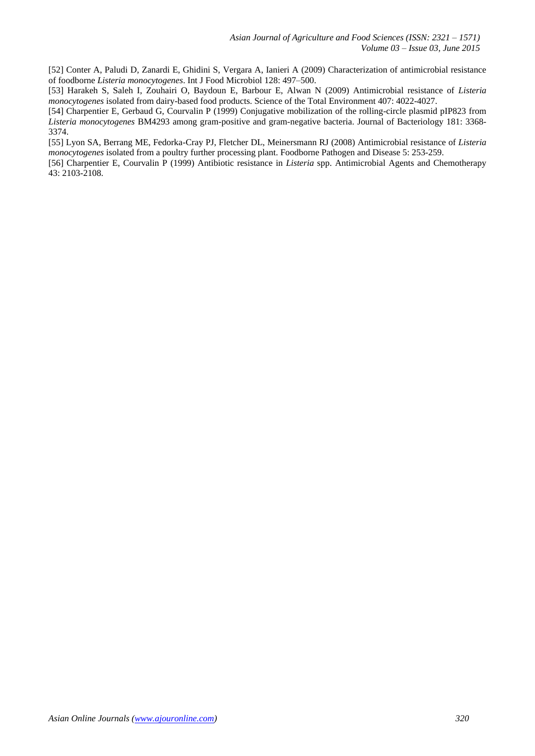[52] Conter A, Paludi D, Zanardi E, Ghidini S, Vergara A, Ianieri A (2009) Characterization of antimicrobial resistance of foodborne *Listeria monocytogenes*. Int J Food Microbiol 128: 497–500.

[53] Harakeh S, Saleh I, Zouhairi O, Baydoun E, Barbour E, Alwan N (2009) Antimicrobial resistance of *Listeria monocytogenes* isolated from dairy-based food products. Science of the Total Environment 407: 4022-4027.

[54] Charpentier E, Gerbaud G, Courvalin P (1999) Conjugative mobilization of the rolling-circle plasmid pIP823 from *Listeria monocytogenes* BM4293 among gram-positive and gram-negative bacteria. Journal of Bacteriology 181: 3368-3374.

[55] Lyon SA, Berrang ME, Fedorka-Cray PJ, Fletcher DL, Meinersmann RJ (2008) Antimicrobial resistance of *Listeria monocytogenes* isolated from a poultry further processing plant. Foodborne Pathogen and Disease 5: 253-259.

[56] Charpentier E, Courvalin P (1999) Antibiotic resistance in *Listeria* spp. Antimicrobial Agents and Chemotherapy 43: 2103-2108.